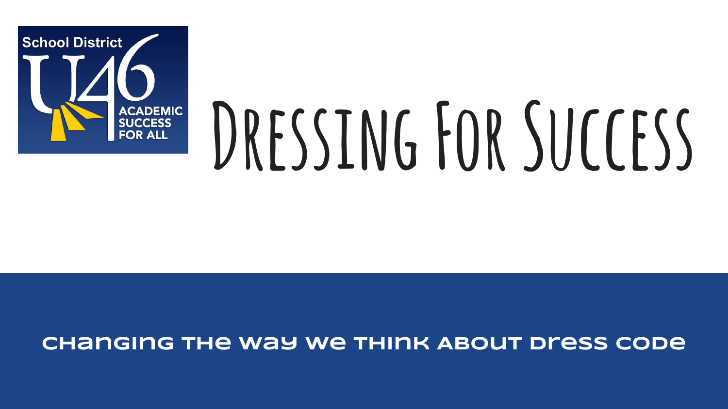School District U46 — Academic Success for All

# Dressing For Success

## Changing the way we think about dress code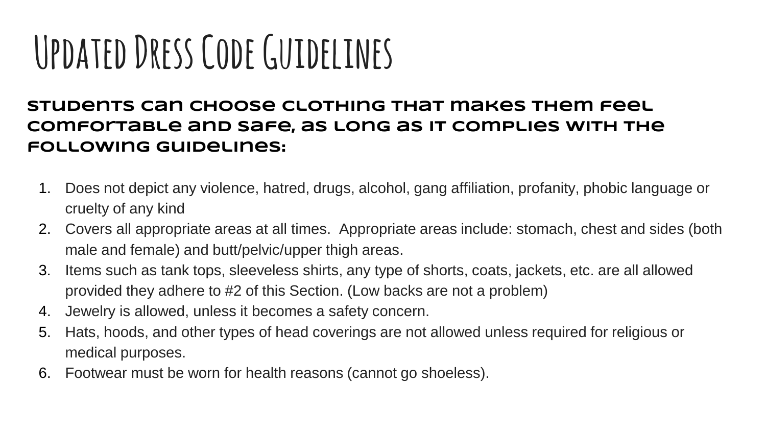# Updated Dress Code Guidelines

## Students can choose clothing that makes them feel comfortable and safe, as long as it complies with the following guidelines:

1. Does not depict any violence, hatred, drugs, alcohol, gang affiliation, profanity, phobic language or cruelty of any kind
2. Covers all appropriate areas at all times. Appropriate areas include: stomach, chest and sides (both male and female) and butt/pelvic/upper thigh areas.
3. Items such as tank tops, sleeveless shirts, any type of shorts, coats, jackets, etc. are all allowed provided they adhere to #2 of this Section. (Low backs are not a problem)
4. Jewelry is allowed, unless it becomes a safety concern.
5. Hats, hoods, and other types of head coverings are not allowed unless required for religious or medical purposes.
6. Footwear must be worn for health reasons (cannot go shoeless).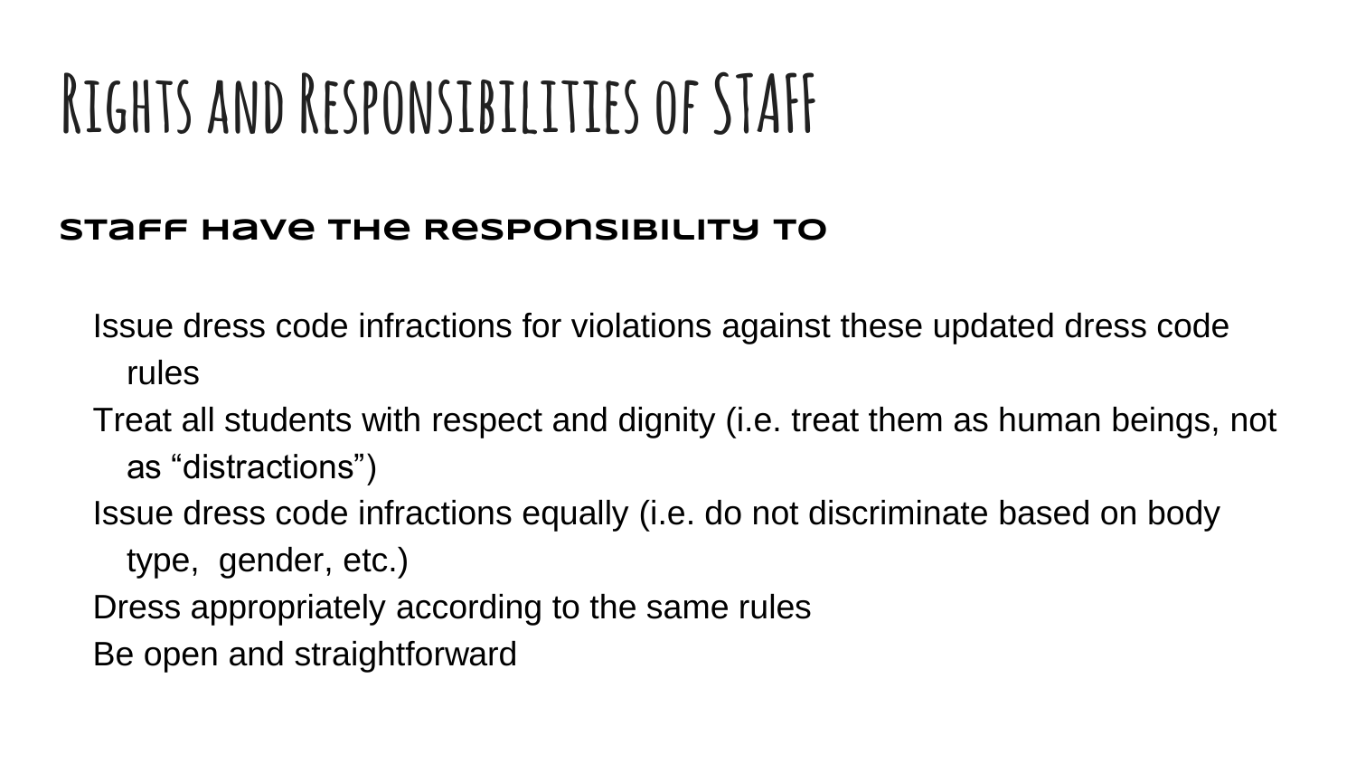# Rights and Responsibilities of STAFF

## Staff have the responsibility to

- Issue dress code infractions for violations against these updated dress code rules
- Treat all students with respect and dignity (i.e. treat them as human beings, not as “distractions”)
- Issue dress code infractions equally (i.e. do not discriminate based on body type, gender, etc.)
- Dress appropriately according to the same rules
- Be open and straightforward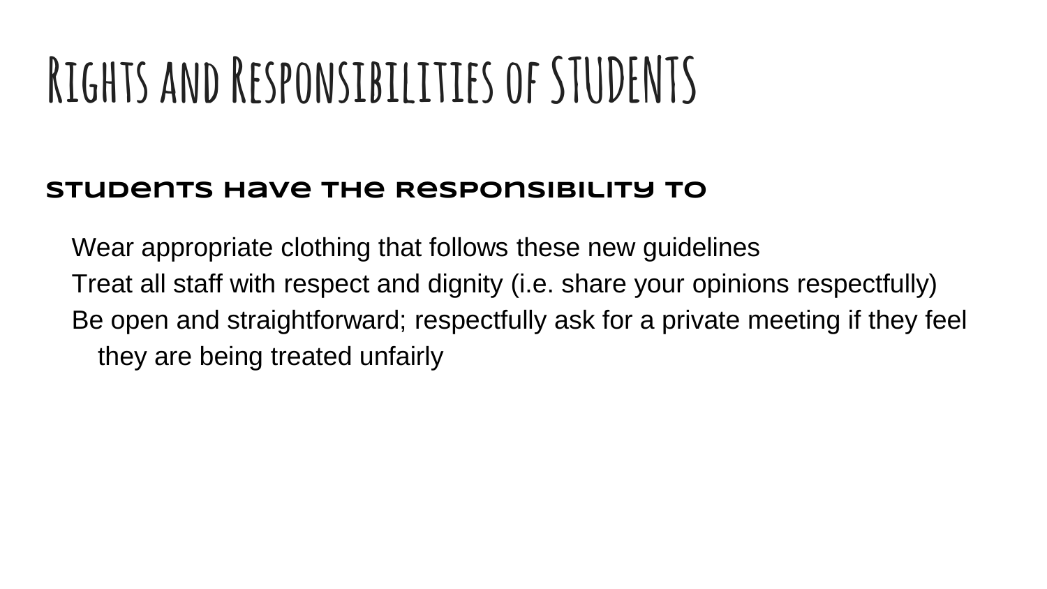# Rights and Responsibilities of STUDENTS

## Students have the responsibility to

- Wear appropriate clothing that follows these new guidelines
- Treat all staff with respect and dignity (i.e. share your opinions respectfully)
- Be open and straightforward; respectfully ask for a private meeting if they feel they are being treated unfairly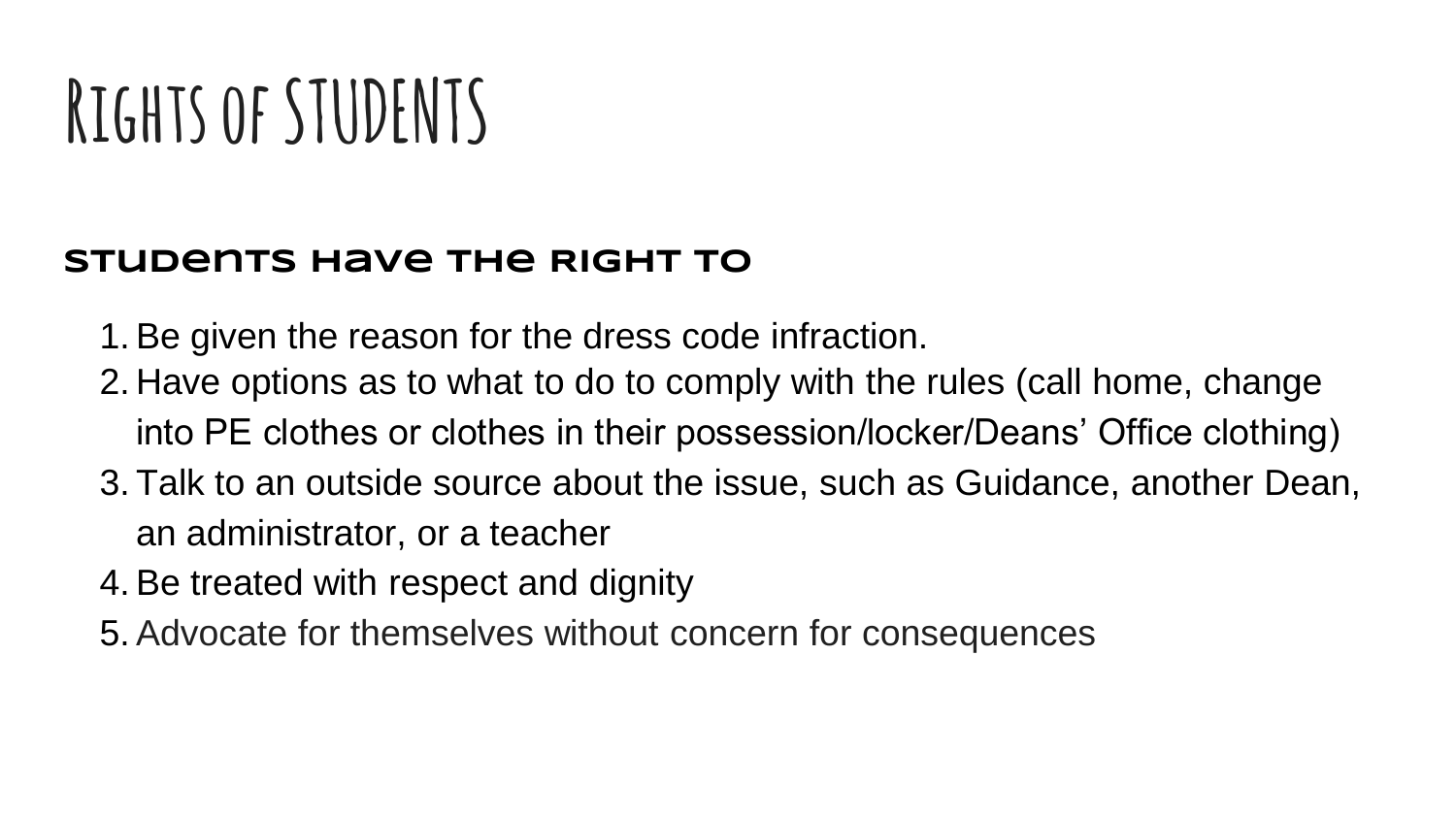# Rights of STUDENTS

## Students have the right to

1. Be given the reason for the dress code infraction.
2. Have options as to what to do to comply with the rules (call home, change into PE clothes or clothes in their possession/locker/Deans' Office clothing)
3. Talk to an outside source about the issue, such as Guidance, another Dean, an administrator, or a teacher
4. Be treated with respect and dignity
5. Advocate for themselves without concern for consequences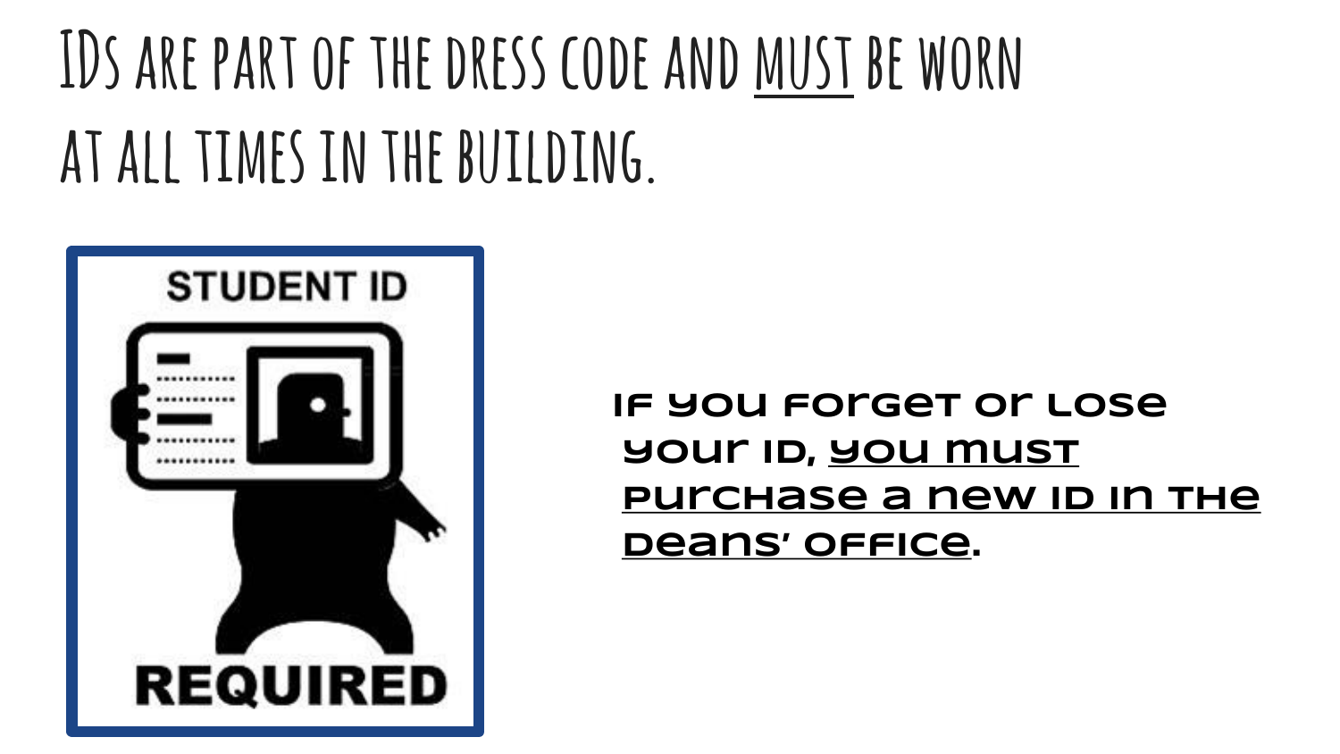# IDs are part of the dress code and MUST be worn at all times in the building.

STUDENT ID

REQUIRED

If you forget or lose your ID, you must purchase a new ID in the Deans' Office.